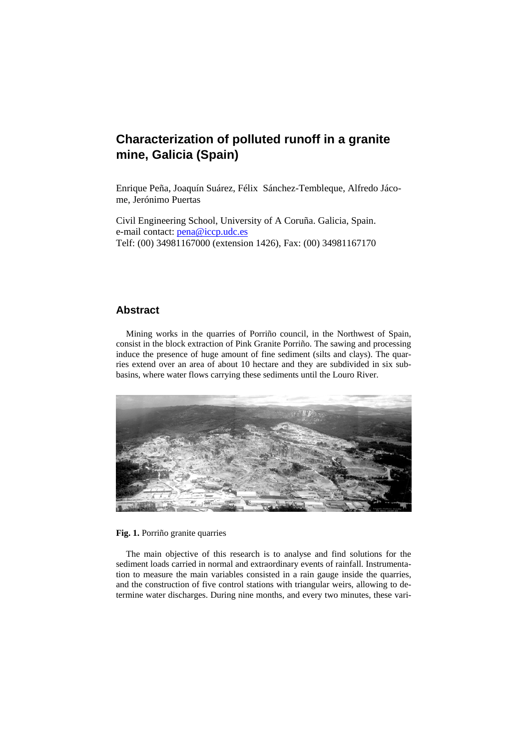# Characterization of polluted runoff in a granite mine, Galicia (Spain)

Enrique Peña, Joaquín Suárez, Félix Sánchez-Tembleque, Alfredo Jácome, Jerónimo Puertas

Civil Engineering School, University of A Coruña. Galicia, Spain.
e-mail contact: pena@iccp.udc.es
Telf: (00) 34981167000 (extension 1426), Fax: (00) 34981167170

## Abstract

Mining works in the quarries of Porriño council, in the Northwest of Spain, consist in the block extraction of Pink Granite Porriño. The sawing and processing induce the presence of huge amount of fine sediment (silts and clays). The quarries extend over an area of about 10 hectare and they are subdivided in six sub-basins, where water flows carrying these sediments until the Louro River.

**Fig. 1.** Porriño granite quarries

The main objective of this research is to analyse and find solutions for the sediment loads carried in normal and extraordinary events of rainfall. Instrumentation to measure the main variables consisted in a rain gauge inside the quarries, and the construction of five control stations with triangular weirs, allowing to determine water discharges. During nine months, and every two minutes, these vari-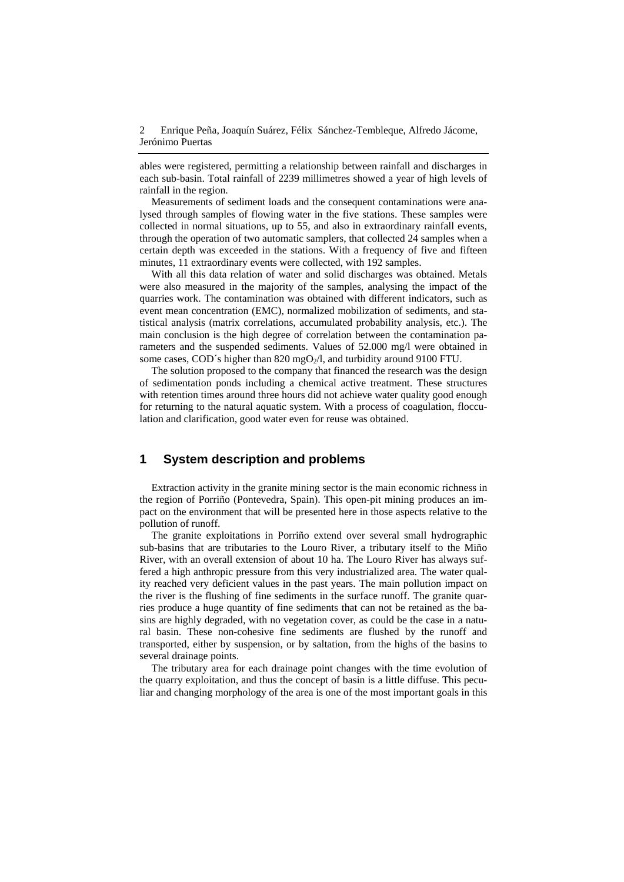ables were registered, permitting a relationship between rainfall and discharges in each sub-basin. Total rainfall of 2239 millimetres showed a year of high levels of rainfall in the region.

Measurements of sediment loads and the consequent contaminations were analysed through samples of flowing water in the five stations. These samples were collected in normal situations, up to 55, and also in extraordinary rainfall events, through the operation of two automatic samplers, that collected 24 samples when a certain depth was exceeded in the stations. With a frequency of five and fifteen minutes, 11 extraordinary events were collected, with 192 samples.

With all this data relation of water and solid discharges was obtained. Metals were also measured in the majority of the samples, analysing the impact of the quarries work. The contamination was obtained with different indicators, such as event mean concentration (EMC), normalized mobilization of sediments, and statistical analysis (matrix correlations, accumulated probability analysis, etc.). The main conclusion is the high degree of correlation between the contamination parameters and the suspended sediments. Values of 52.000 mg/l were obtained in some cases, COD´s higher than 820 $mgO_2/l$, and turbidity around 9100 FTU.

The solution proposed to the company that financed the research was the design of sedimentation ponds including a chemical active treatment. These structures with retention times around three hours did not achieve water quality good enough for returning to the natural aquatic system. With a process of coagulation, flocculation and clarification, good water even for reuse was obtained.

## 1 System description and problems

Extraction activity in the granite mining sector is the main economic richness in the region of Porriño (Pontevedra, Spain). This open-pit mining produces an impact on the environment that will be presented here in those aspects relative to the pollution of runoff.

The granite exploitations in Porriño extend over several small hydrographic sub-basins that are tributaries to the Louro River, a tributary itself to the Miño River, with an overall extension of about 10 ha. The Louro River has always suffered a high anthropic pressure from this very industrialized area. The water quality reached very deficient values in the past years. The main pollution impact on the river is the flushing of fine sediments in the surface runoff. The granite quarries produce a huge quantity of fine sediments that can not be retained as the basins are highly degraded, with no vegetation cover, as could be the case in a natural basin. These non-cohesive fine sediments are flushed by the runoff and transported, either by suspension, or by saltation, from the highs of the basins to several drainage points.

The tributary area for each drainage point changes with the time evolution of the quarry exploitation, and thus the concept of basin is a little diffuse. This peculiar and changing morphology of the area is one of the most important goals in this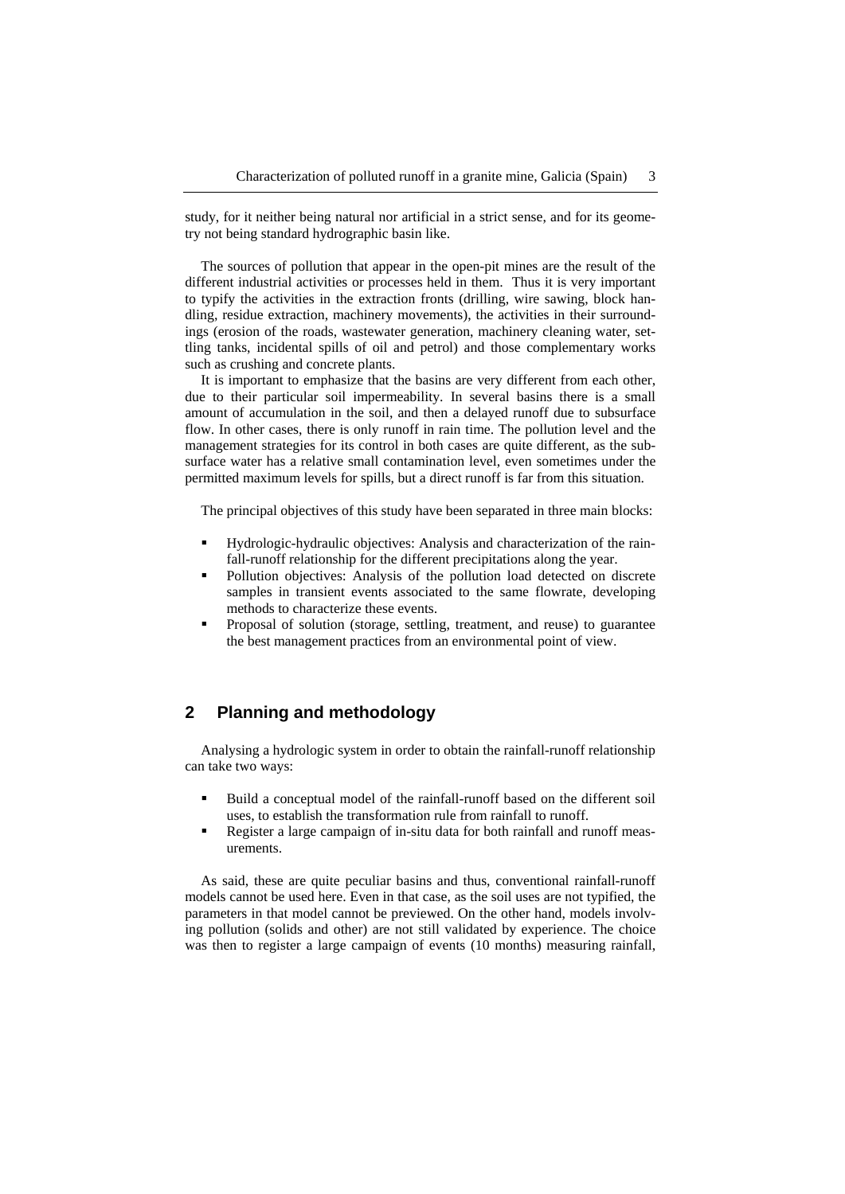study, for it neither being natural nor artificial in a strict sense, and for its geometry not being standard hydrographic basin like.

The sources of pollution that appear in the open-pit mines are the result of the different industrial activities or processes held in them. Thus it is very important to typify the activities in the extraction fronts (drilling, wire sawing, block handling, residue extraction, machinery movements), the activities in their surroundings (erosion of the roads, wastewater generation, machinery cleaning water, settling tanks, incidental spills of oil and petrol) and those complementary works such as crushing and concrete plants.

It is important to emphasize that the basins are very different from each other, due to their particular soil impermeability. In several basins there is a small amount of accumulation in the soil, and then a delayed runoff due to subsurface flow. In other cases, there is only runoff in rain time. The pollution level and the management strategies for its control in both cases are quite different, as the subsurface water has a relative small contamination level, even sometimes under the permitted maximum levels for spills, but a direct runoff is far from this situation.

The principal objectives of this study have been separated in three main blocks:

- Hydrologic-hydraulic objectives: Analysis and characterization of the rainfall-runoff relationship for the different precipitations along the year.
- Pollution objectives: Analysis of the pollution load detected on discrete samples in transient events associated to the same flowrate, developing methods to characterize these events.
- Proposal of solution (storage, settling, treatment, and reuse) to guarantee the best management practices from an environmental point of view.

## 2 Planning and methodology

Analysing a hydrologic system in order to obtain the rainfall-runoff relationship can take two ways:

- Build a conceptual model of the rainfall-runoff based on the different soil uses, to establish the transformation rule from rainfall to runoff.
- Register a large campaign of in-situ data for both rainfall and runoff measurements.

As said, these are quite peculiar basins and thus, conventional rainfall-runoff models cannot be used here. Even in that case, as the soil uses are not typified, the parameters in that model cannot be previewed. On the other hand, models involving pollution (solids and other) are not still validated by experience. The choice was then to register a large campaign of events (10 months) measuring rainfall,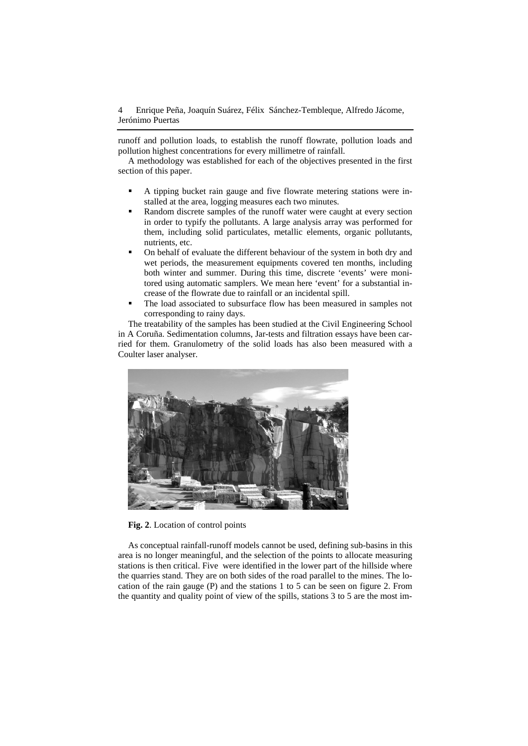runoff and pollution loads, to establish the runoff flowrate, pollution loads and pollution highest concentrations for every millimetre of rainfall.

A methodology was established for each of the objectives presented in the first section of this paper.

- A tipping bucket rain gauge and five flowrate metering stations were installed at the area, logging measures each two minutes.
- Random discrete samples of the runoff water were caught at every section in order to typify the pollutants. A large analysis array was performed for them, including solid particulates, metallic elements, organic pollutants, nutrients, etc.
- On behalf of evaluate the different behaviour of the system in both dry and wet periods, the measurement equipments covered ten months, including both winter and summer. During this time, discrete 'events' were monitored using automatic samplers. We mean here 'event' for a substantial increase of the flowrate due to rainfall or an incidental spill.
- The load associated to subsurface flow has been measured in samples not corresponding to rainy days.

The treatability of the samples has been studied at the Civil Engineering School in A Coruña. Sedimentation columns, Jar-tests and filtration essays have been carried for them. Granulometry of the solid loads has also been measured with a Coulter laser analyser.

**Fig. 2**. Location of control points

As conceptual rainfall-runoff models cannot be used, defining sub-basins in this area is no longer meaningful, and the selection of the points to allocate measuring stations is then critical. Five were identified in the lower part of the hillside where the quarries stand. They are on both sides of the road parallel to the mines. The location of the rain gauge (P) and the stations 1 to 5 can be seen on figure 2. From the quantity and quality point of view of the spills, stations 3 to 5 are the most im-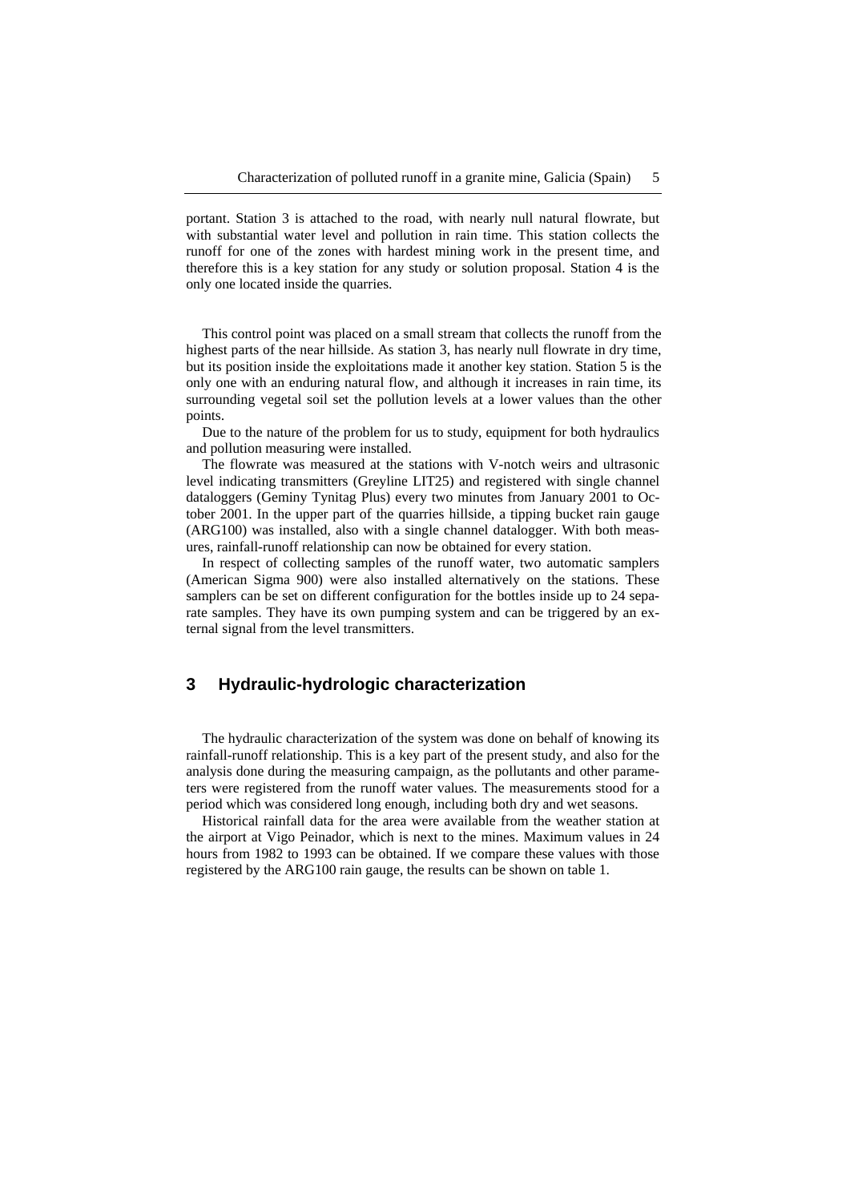portant. Station 3 is attached to the road, with nearly null natural flowrate, but with substantial water level and pollution in rain time. This station collects the runoff for one of the zones with hardest mining work in the present time, and therefore this is a key station for any study or solution proposal. Station 4 is the only one located inside the quarries.

This control point was placed on a small stream that collects the runoff from the highest parts of the near hillside. As station 3, has nearly null flowrate in dry time, but its position inside the exploitations made it another key station. Station 5 is the only one with an enduring natural flow, and although it increases in rain time, its surrounding vegetal soil set the pollution levels at a lower values than the other points.

Due to the nature of the problem for us to study, equipment for both hydraulics and pollution measuring were installed.

The flowrate was measured at the stations with V-notch weirs and ultrasonic level indicating transmitters (Greyline LIT25) and registered with single channel dataloggers (Geminy Tynitag Plus) every two minutes from January 2001 to October 2001. In the upper part of the quarries hillside, a tipping bucket rain gauge (ARG100) was installed, also with a single channel datalogger. With both measures, rainfall-runoff relationship can now be obtained for every station.

In respect of collecting samples of the runoff water, two automatic samplers (American Sigma 900) were also installed alternatively on the stations. These samplers can be set on different configuration for the bottles inside up to 24 separate samples. They have its own pumping system and can be triggered by an external signal from the level transmitters.

## 3 Hydraulic-hydrologic characterization

The hydraulic characterization of the system was done on behalf of knowing its rainfall-runoff relationship. This is a key part of the present study, and also for the analysis done during the measuring campaign, as the pollutants and other parameters were registered from the runoff water values. The measurements stood for a period which was considered long enough, including both dry and wet seasons.

Historical rainfall data for the area were available from the weather station at the airport at Vigo Peinador, which is next to the mines. Maximum values in 24 hours from 1982 to 1993 can be obtained. If we compare these values with those registered by the ARG100 rain gauge, the results can be shown on table 1.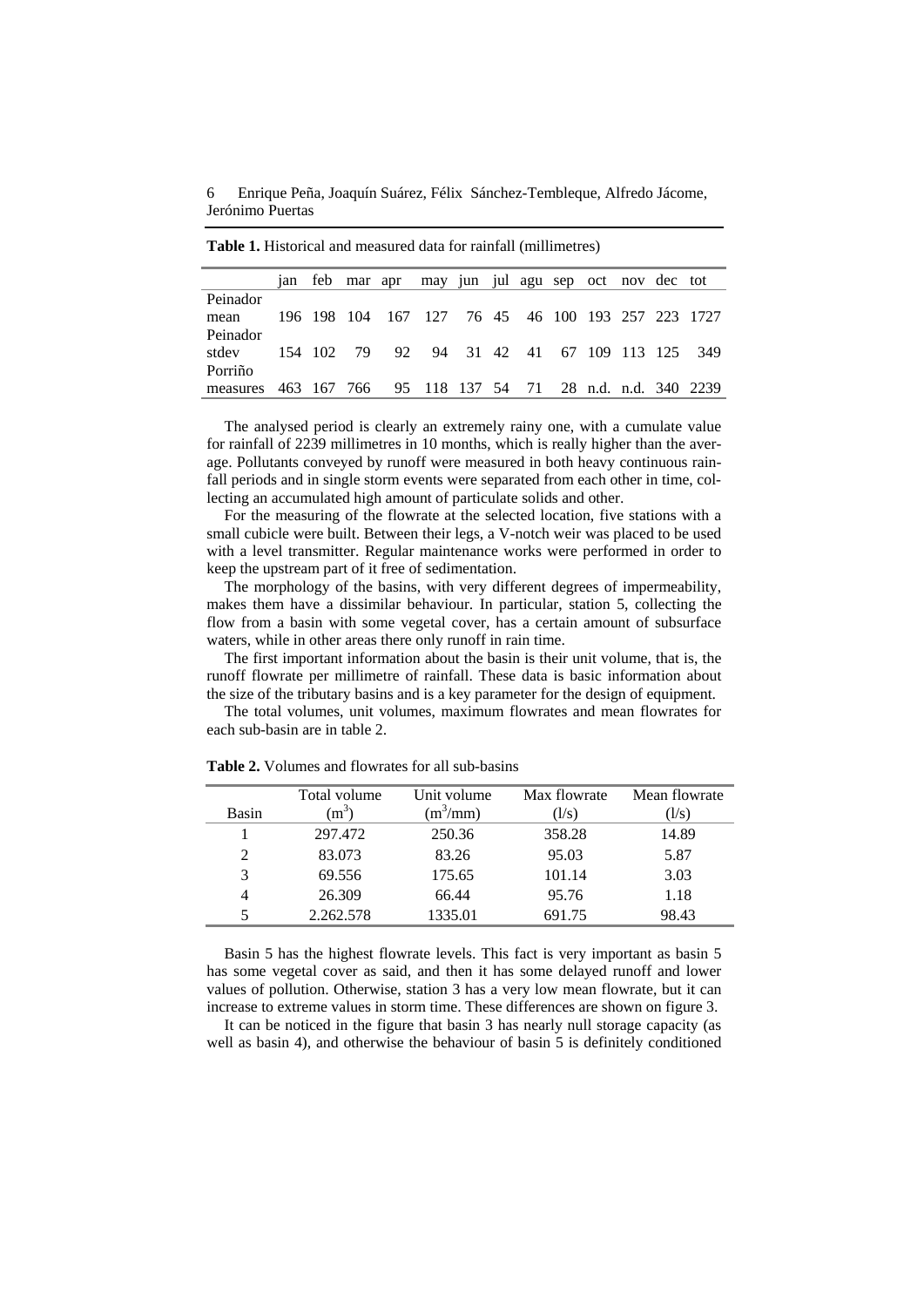**Table 1.** Historical and measured data for rainfall (millimetres)

| | jan | feb | mar | apr | may | jun | jul | agu | sep | oct | nov | dec | tot |
|---|---|---|---|---|---|---|---|---|---|---|---|---|---|
| Peinador mean | 196 | 198 | 104 | 167 | 127 | 76 | 45 | 46 | 100 | 193 | 257 | 223 | 1727 |
| Peinador stdev | 154 | 102 | 79 | 92 | 94 | 31 | 42 | 41 | 67 | 109 | 113 | 125 | 349 |
| Porriño measures | 463 | 167 | 766 | 95 | 118 | 137 | 54 | 71 | 28 | n.d. | n.d. | 340 | 2239 |

The analysed period is clearly an extremely rainy one, with a cumulate value for rainfall of 2239 millimetres in 10 months, which is really higher than the average. Pollutants conveyed by runoff were measured in both heavy continuous rainfall periods and in single storm events were separated from each other in time, collecting an accumulated high amount of particulate solids and other.

For the measuring of the flowrate at the selected location, five stations with a small cubicle were built. Between their legs, a V-notch weir was placed to be used with a level transmitter. Regular maintenance works were performed in order to keep the upstream part of it free of sedimentation.

The morphology of the basins, with very different degrees of impermeability, makes them have a dissimilar behaviour. In particular, station 5, collecting the flow from a basin with some vegetal cover, has a certain amount of subsurface waters, while in other areas there only runoff in rain time.

The first important information about the basin is their unit volume, that is, the runoff flowrate per millimetre of rainfall. These data is basic information about the size of the tributary basins and is a key parameter for the design of equipment.

The total volumes, unit volumes, maximum flowrates and mean flowrates for each sub-basin are in table 2.

**Table 2.** Volumes and flowrates for all sub-basins

| Basin | Total volume ($m^3$) | Unit volume ($m^3$/mm) | Max flowrate (l/s) | Mean flowrate (l/s) |
|---|---|---|---|---|
| 1 | 297.472 | 250.36 | 358.28 | 14.89 |
| 2 | 83.073 | 83.26 | 95.03 | 5.87 |
| 3 | 69.556 | 175.65 | 101.14 | 3.03 |
| 4 | 26.309 | 66.44 | 95.76 | 1.18 |
| 5 | 2.262.578 | 1335.01 | 691.75 | 98.43 |

Basin 5 has the highest flowrate levels. This fact is very important as basin 5 has some vegetal cover as said, and then it has some delayed runoff and lower values of pollution. Otherwise, station 3 has a very low mean flowrate, but it can increase to extreme values in storm time. These differences are shown on figure 3.

It can be noticed in the figure that basin 3 has nearly null storage capacity (as well as basin 4), and otherwise the behaviour of basin 5 is definitely conditioned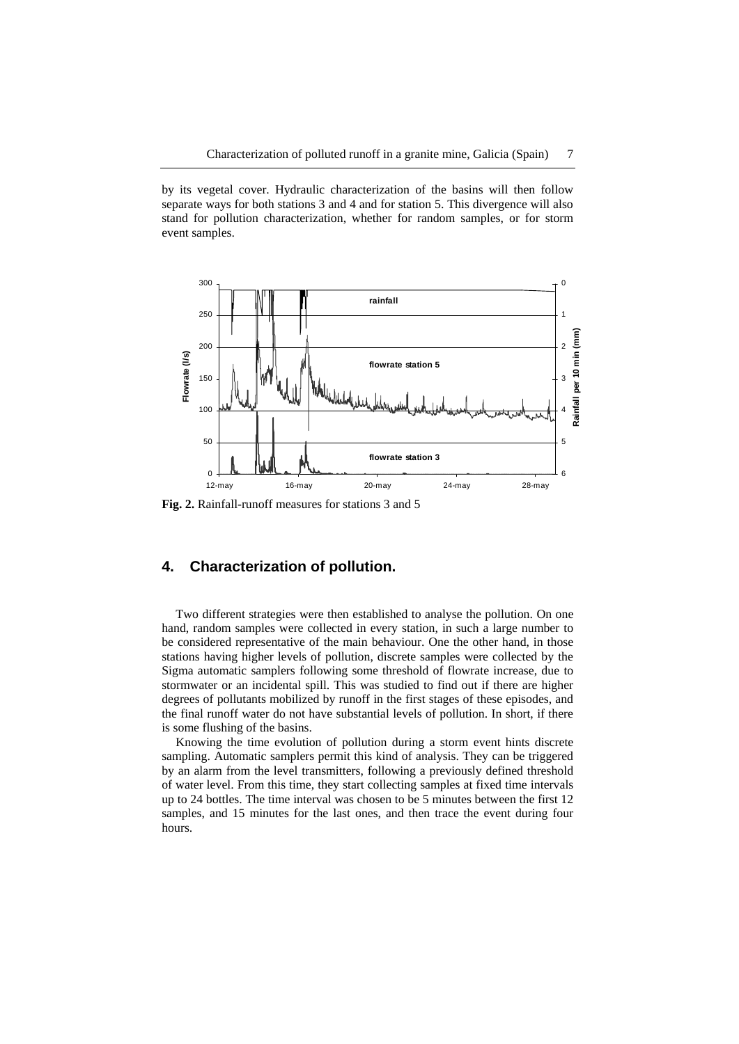by its vegetal cover. Hydraulic characterization of the basins will then follow separate ways for both stations 3 and 4 and for station 5. This divergence will also stand for pollution characterization, whether for random samples, or for storm event samples.

**Fig. 2.** Rainfall-runoff measures for stations 3 and 5

## 4. Characterization of pollution.

Two different strategies were then established to analyse the pollution. On one hand, random samples were collected in every station, in such a large number to be considered representative of the main behaviour. One the other hand, in those stations having higher levels of pollution, discrete samples were collected by the Sigma automatic samplers following some threshold of flowrate increase, due to stormwater or an incidental spill. This was studied to find out if there are higher degrees of pollutants mobilized by runoff in the first stages of these episodes, and the final runoff water do not have substantial levels of pollution. In short, if there is some flushing of the basins.

Knowing the time evolution of pollution during a storm event hints discrete sampling. Automatic samplers permit this kind of analysis. They can be triggered by an alarm from the level transmitters, following a previously defined threshold of water level. From this time, they start collecting samples at fixed time intervals up to 24 bottles. The time interval was chosen to be 5 minutes between the first 12 samples, and 15 minutes for the last ones, and then trace the event during four hours.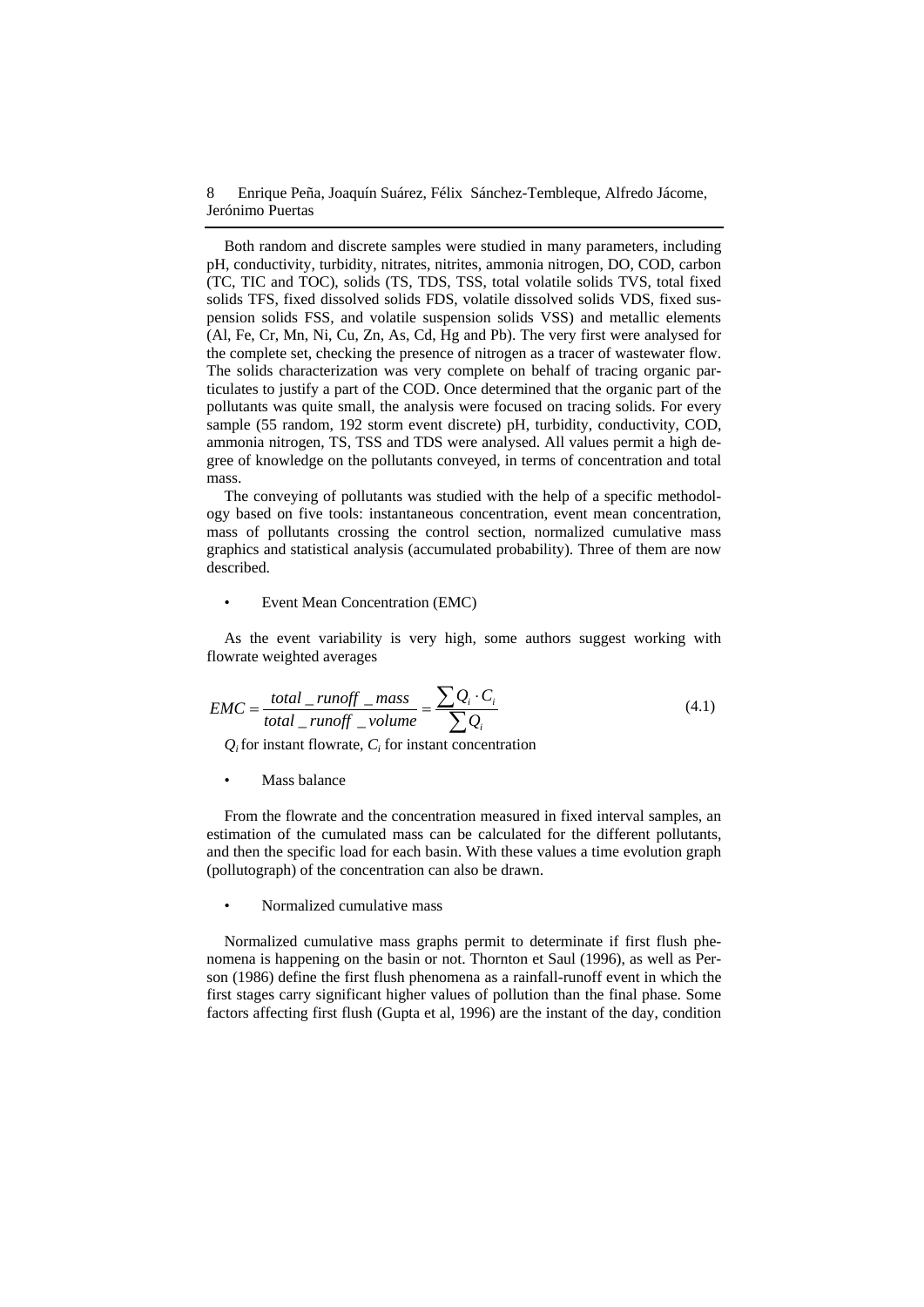Both random and discrete samples were studied in many parameters, including pH, conductivity, turbidity, nitrates, nitrites, ammonia nitrogen, DO, COD, carbon (TC, TIC and TOC), solids (TS, TDS, TSS, total volatile solids TVS, total fixed solids TFS, fixed dissolved solids FDS, volatile dissolved solids VDS, fixed suspension solids FSS, and volatile suspension solids VSS) and metallic elements (Al, Fe, Cr, Mn, Ni, Cu, Zn, As, Cd, Hg and Pb). The very first were analysed for the complete set, checking the presence of nitrogen as a tracer of wastewater flow. The solids characterization was very complete on behalf of tracing organic particulates to justify a part of the COD. Once determined that the organic part of the pollutants was quite small, the analysis were focused on tracing solids. For every sample (55 random, 192 storm event discrete) pH, turbidity, conductivity, COD, ammonia nitrogen, TS, TSS and TDS were analysed. All values permit a high degree of knowledge on the pollutants conveyed, in terms of concentration and total mass.

The conveying of pollutants was studied with the help of a specific methodology based on five tools: instantaneous concentration, event mean concentration, mass of pollutants crossing the control section, normalized cumulative mass graphics and statistical analysis (accumulated probability). Three of them are now described.

- Event Mean Concentration (EMC)

As the event variability is very high, some authors suggest working with flowrate weighted averages

$$EMC = \frac{total\_runoff\_mass}{total\_runoff\_volume} = \frac{\sum Q_i \cdot C_i}{\sum Q_i} \tag{4.1}$$

$Q_i$ for instant flowrate, $C_i$ for instant concentration

- Mass balance

From the flowrate and the concentration measured in fixed interval samples, an estimation of the cumulated mass can be calculated for the different pollutants, and then the specific load for each basin. With these values a time evolution graph (pollutograph) of the concentration can also be drawn.

- Normalized cumulative mass

Normalized cumulative mass graphs permit to determinate if first flush phenomena is happening on the basin or not. Thornton et Saul (1996), as well as Person (1986) define the first flush phenomena as a rainfall-runoff event in which the first stages carry significant higher values of pollution than the final phase. Some factors affecting first flush (Gupta et al, 1996) are the instant of the day, condition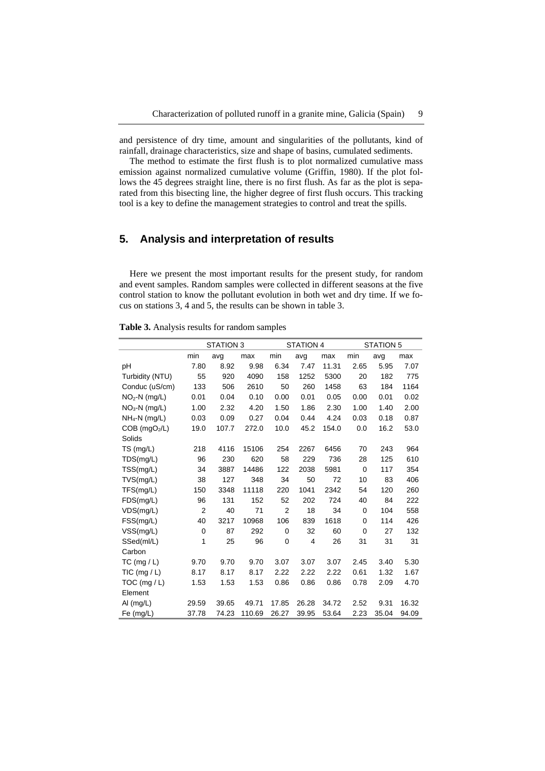and persistence of dry time, amount and singularities of the pollutants, kind of rainfall, drainage characteristics, size and shape of basins, cumulated sediments.

The method to estimate the first flush is to plot normalized cumulative mass emission against normalized cumulative volume (Griffin, 1980). If the plot follows the 45 degrees straight line, there is no first flush. As far as the plot is separated from this bisecting line, the higher degree of first flush occurs. This tracking tool is a key to define the management strategies to control and treat the spills.

## 5. Analysis and interpretation of results

Here we present the most important results for the present study, for random and event samples. Random samples were collected in different seasons at the five control station to know the pollutant evolution in both wet and dry time. If we focus on stations 3, 4 and 5, the results can be shown in table 3.

**Table 3.** Analysis results for random samples

| | STATION 3 | | | STATION 4 | | | STATION 5 | | |
|---|---|---|---|---|---|---|---|---|---|
| | min | avg | max | min | avg | max | min | avg | max |
| pH | 7.80 | 8.92 | 9.98 | 6.34 | 7.47 | 11.31 | 2.65 | 5.95 | 7.07 |
| Turbidity (NTU) | 55 | 920 | 4090 | 158 | 1252 | 5300 | 20 | 182 | 775 |
| Conduc (uS/cm) | 133 | 506 | 2610 | 50 | 260 | 1458 | 63 | 184 | 1164 |
| $NO_2$-N (mg/L) | 0.01 | 0.04 | 0.10 | 0.00 | 0.01 | 0.05 | 0.00 | 0.01 | 0.02 |
| $NO_3$-N (mg/L) | 1.00 | 2.32 | 4.20 | 1.50 | 1.86 | 2.30 | 1.00 | 1.40 | 2.00 |
| $NH_4$-N (mg/L) | 0.03 | 0.09 | 0.27 | 0.04 | 0.44 | 4.24 | 0.03 | 0.18 | 0.87 |
| COB ($mgO_2$/L) | 19.0 | 107.7 | 272.0 | 10.0 | 45.2 | 154.0 | 0.0 | 16.2 | 53.0 |
| Solids | | | | | | | | | |
| TS (mg/L) | 218 | 4116 | 15106 | 254 | 2267 | 6456 | 70 | 243 | 964 |
| TDS(mg/L) | 96 | 230 | 620 | 58 | 229 | 736 | 28 | 125 | 610 |
| TSS(mg/L) | 34 | 3887 | 14486 | 122 | 2038 | 5981 | 0 | 117 | 354 |
| TVS(mg/L) | 38 | 127 | 348 | 34 | 50 | 72 | 10 | 83 | 406 |
| TFS(mg/L) | 150 | 3348 | 11118 | 220 | 1041 | 2342 | 54 | 120 | 260 |
| FDS(mg/L) | 96 | 131 | 152 | 52 | 202 | 724 | 40 | 84 | 222 |
| VDS(mg/L) | 2 | 40 | 71 | 2 | 18 | 34 | 0 | 104 | 558 |
| FSS(mg/L) | 40 | 3217 | 10968 | 106 | 839 | 1618 | 0 | 114 | 426 |
| VSS(mg/L) | 0 | 87 | 292 | 0 | 32 | 60 | 0 | 27 | 132 |
| SSed(ml/L) | 1 | 25 | 96 | 0 | 4 | 26 | 31 | 31 | 31 |
| Carbon | | | | | | | | | |
| TC (mg / L) | 9.70 | 9.70 | 9.70 | 3.07 | 3.07 | 3.07 | 2.45 | 3.40 | 5.30 |
| TIC (mg / L) | 8.17 | 8.17 | 8.17 | 2.22 | 2.22 | 2.22 | 0.61 | 1.32 | 1.67 |
| TOC (mg / L) | 1.53 | 1.53 | 1.53 | 0.86 | 0.86 | 0.86 | 0.78 | 2.09 | 4.70 |
| Element | | | | | | | | | |
| Al (mg/L) | 29.59 | 39.65 | 49.71 | 17.85 | 26.28 | 34.72 | 2.52 | 9.31 | 16.32 |
| Fe (mg/L) | 37.78 | 74.23 | 110.69 | 26.27 | 39.95 | 53.64 | 2.23 | 35.04 | 94.09 |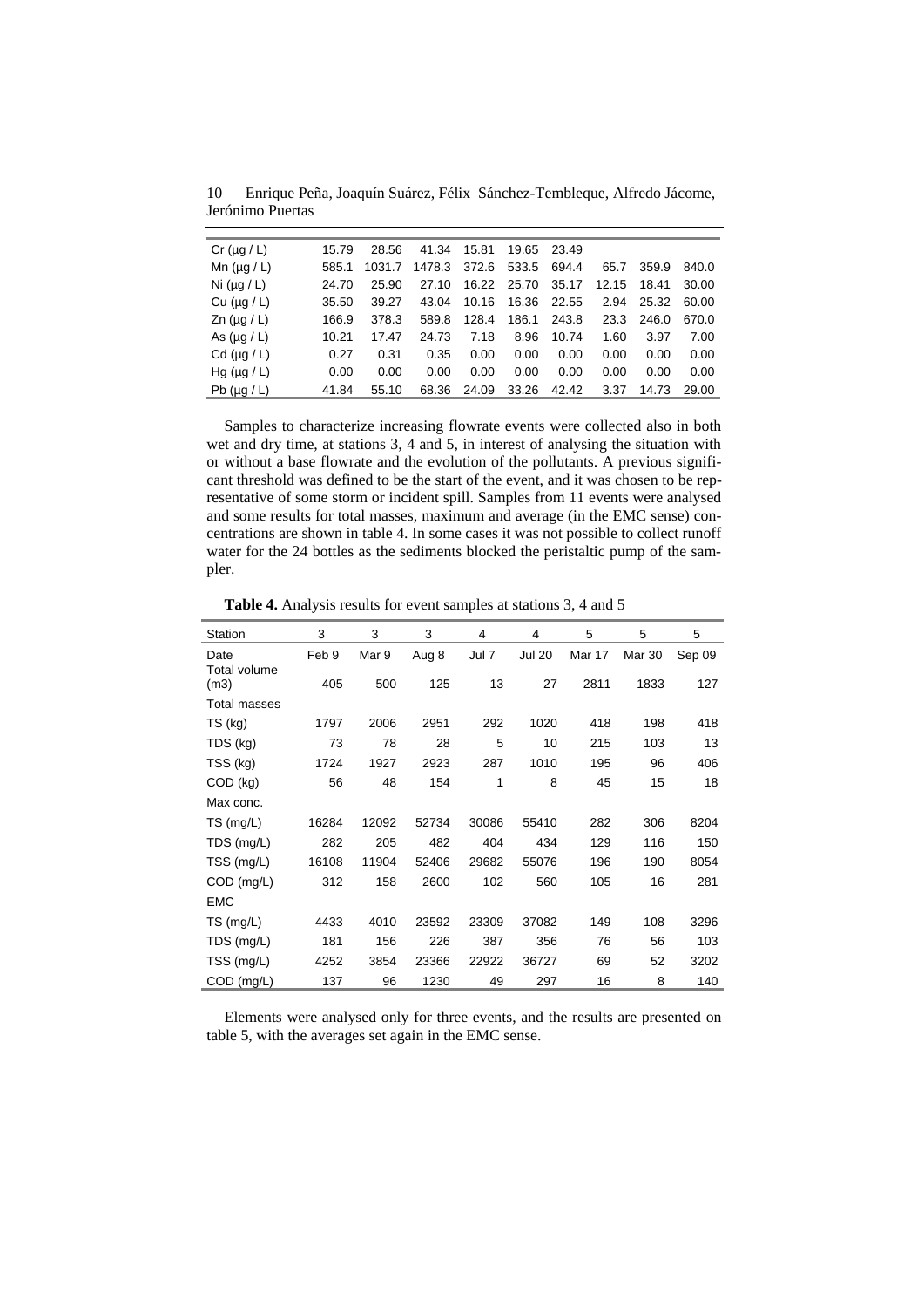| | | | | | | | | | |
|---|---|---|---|---|---|---|---|---|---|
| Cr (µg / L) | 15.79 | 28.56 | 41.34 | 15.81 | 19.65 | 23.49 | | | |
| Mn (µg / L) | 585.1 | 1031.7 | 1478.3 | 372.6 | 533.5 | 694.4 | 65.7 | 359.9 | 840.0 |
| Ni (µg / L) | 24.70 | 25.90 | 27.10 | 16.22 | 25.70 | 35.17 | 12.15 | 18.41 | 30.00 |
| Cu (µg / L) | 35.50 | 39.27 | 43.04 | 10.16 | 16.36 | 22.55 | 2.94 | 25.32 | 60.00 |
| Zn (µg / L) | 166.9 | 378.3 | 589.8 | 128.4 | 186.1 | 243.8 | 23.3 | 246.0 | 670.0 |
| As (µg / L) | 10.21 | 17.47 | 24.73 | 7.18 | 8.96 | 10.74 | 1.60 | 3.97 | 7.00 |
| Cd (µg / L) | 0.27 | 0.31 | 0.35 | 0.00 | 0.00 | 0.00 | 0.00 | 0.00 | 0.00 |
| Hg (µg / L) | 0.00 | 0.00 | 0.00 | 0.00 | 0.00 | 0.00 | 0.00 | 0.00 | 0.00 |
| Pb (µg / L) | 41.84 | 55.10 | 68.36 | 24.09 | 33.26 | 42.42 | 3.37 | 14.73 | 29.00 |

Samples to characterize increasing flowrate events were collected also in both wet and dry time, at stations 3, 4 and 5, in interest of analysing the situation with or without a base flowrate and the evolution of the pollutants. A previous significant threshold was defined to be the start of the event, and it was chosen to be representative of some storm or incident spill. Samples from 11 events were analysed and some results for total masses, maximum and average (in the EMC sense) concentrations are shown in table 4. In some cases it was not possible to collect runoff water for the 24 bottles as the sediments blocked the peristaltic pump of the sampler.

**Table 4.** Analysis results for event samples at stations 3, 4 and 5

| Station | 3 | 3 | 3 | 4 | 4 | 5 | 5 | 5 |
|---|---|---|---|---|---|---|---|---|
| Date | Feb 9 | Mar 9 | Aug 8 | Jul 7 | Jul 20 | Mar 17 | Mar 30 | Sep 09 |
| Total volume (m3) | 405 | 500 | 125 | 13 | 27 | 2811 | 1833 | 127 |
| Total masses | | | | | | | | |
| TS (kg) | 1797 | 2006 | 2951 | 292 | 1020 | 418 | 198 | 418 |
| TDS (kg) | 73 | 78 | 28 | 5 | 10 | 215 | 103 | 13 |
| TSS (kg) | 1724 | 1927 | 2923 | 287 | 1010 | 195 | 96 | 406 |
| COD (kg) | 56 | 48 | 154 | 1 | 8 | 45 | 15 | 18 |
| Max conc. | | | | | | | | |
| TS (mg/L) | 16284 | 12092 | 52734 | 30086 | 55410 | 282 | 306 | 8204 |
| TDS (mg/L) | 282 | 205 | 482 | 404 | 434 | 129 | 116 | 150 |
| TSS (mg/L) | 16108 | 11904 | 52406 | 29682 | 55076 | 196 | 190 | 8054 |
| COD (mg/L) | 312 | 158 | 2600 | 102 | 560 | 105 | 16 | 281 |
| EMC | | | | | | | | |
| TS (mg/L) | 4433 | 4010 | 23592 | 23309 | 37082 | 149 | 108 | 3296 |
| TDS (mg/L) | 181 | 156 | 226 | 387 | 356 | 76 | 56 | 103 |
| TSS (mg/L) | 4252 | 3854 | 23366 | 22922 | 36727 | 69 | 52 | 3202 |
| COD (mg/L) | 137 | 96 | 1230 | 49 | 297 | 16 | 8 | 140 |

Elements were analysed only for three events, and the results are presented on table 5, with the averages set again in the EMC sense.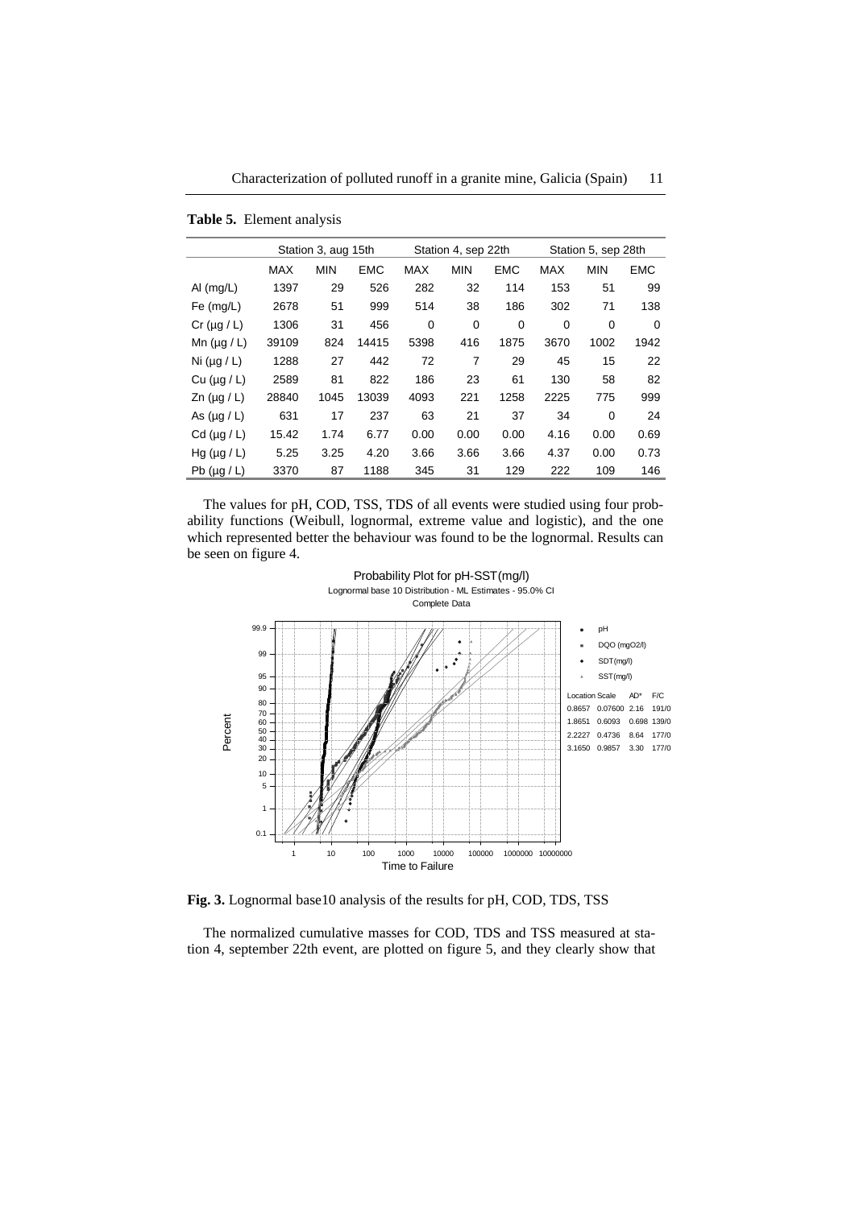**Table 5.** Element analysis

| | Station 3, aug 15th | | | Station 4, sep 22th | | | Station 5, sep 28th | | |
|---|---|---|---|---|---|---|---|---|---|
| | MAX | MIN | EMC | MAX | MIN | EMC | MAX | MIN | EMC |
| Al (mg/L) | 1397 | 29 | 526 | 282 | 32 | 114 | 153 | 51 | 99 |
| Fe (mg/L) | 2678 | 51 | 999 | 514 | 38 | 186 | 302 | 71 | 138 |
| Cr (µg / L) | 1306 | 31 | 456 | 0 | 0 | 0 | 0 | 0 | 0 |
| Mn (µg / L) | 39109 | 824 | 14415 | 5398 | 416 | 1875 | 3670 | 1002 | 1942 |
| Ni (µg / L) | 1288 | 27 | 442 | 72 | 7 | 29 | 45 | 15 | 22 |
| Cu (µg / L) | 2589 | 81 | 822 | 186 | 23 | 61 | 130 | 58 | 82 |
| Zn (µg / L) | 28840 | 1045 | 13039 | 4093 | 221 | 1258 | 2225 | 775 | 999 |
| As (µg / L) | 631 | 17 | 237 | 63 | 21 | 37 | 34 | 0 | 24 |
| Cd (µg / L) | 15.42 | 1.74 | 6.77 | 0.00 | 0.00 | 0.00 | 4.16 | 0.00 | 0.69 |
| Hg (µg / L) | 5.25 | 3.25 | 4.20 | 3.66 | 3.66 | 3.66 | 4.37 | 0.00 | 0.73 |
| Pb (µg / L) | 3370 | 87 | 1188 | 345 | 31 | 129 | 222 | 109 | 146 |

The values for pH, COD, TSS, TDS of all events were studied using four probability functions (Weibull, lognormal, extreme value and logistic), and the one which represented better the behaviour was found to be the lognormal. Results can be seen on figure 4.

**Fig. 3.** Lognormal base10 analysis of the results for pH, COD, TDS, TSS

The normalized cumulative masses for COD, TDS and TSS measured at station 4, september 22th event, are plotted on figure 5, and they clearly show that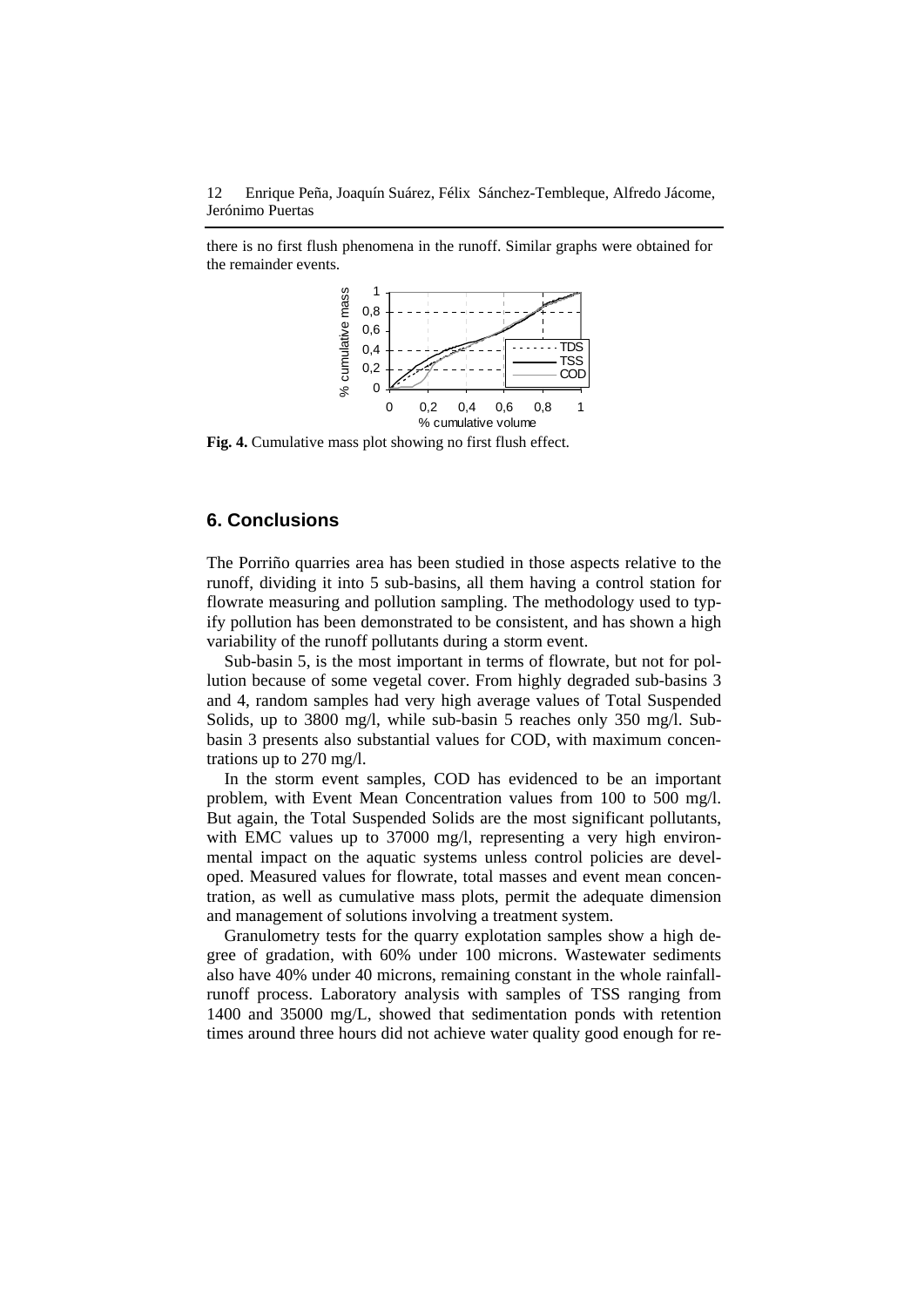there is no first flush phenomena in the runoff. Similar graphs were obtained for the remainder events.

**Fig. 4.** Cumulative mass plot showing no first flush effect.

## 6. Conclusions

The Porriño quarries area has been studied in those aspects relative to the runoff, dividing it into 5 sub-basins, all them having a control station for flowrate measuring and pollution sampling. The methodology used to typify pollution has been demonstrated to be consistent, and has shown a high variability of the runoff pollutants during a storm event.

Sub-basin 5, is the most important in terms of flowrate, but not for pollution because of some vegetal cover. From highly degraded sub-basins 3 and 4, random samples had very high average values of Total Suspended Solids, up to 3800 mg/l, while sub-basin 5 reaches only 350 mg/l. Sub-basin 3 presents also substantial values for COD, with maximum concentrations up to 270 mg/l.

In the storm event samples, COD has evidenced to be an important problem, with Event Mean Concentration values from 100 to 500 mg/l. But again, the Total Suspended Solids are the most significant pollutants, with EMC values up to 37000 mg/l, representing a very high environmental impact on the aquatic systems unless control policies are developed. Measured values for flowrate, total masses and event mean concentration, as well as cumulative mass plots, permit the adequate dimension and management of solutions involving a treatment system.

Granulometry tests for the quarry explotation samples show a high degree of gradation, with 60% under 100 microns. Wastewater sediments also have 40% under 40 microns, remaining constant in the whole rainfall-runoff process. Laboratory analysis with samples of TSS ranging from 1400 and 35000 mg/L, showed that sedimentation ponds with retention times around three hours did not achieve water quality good enough for re-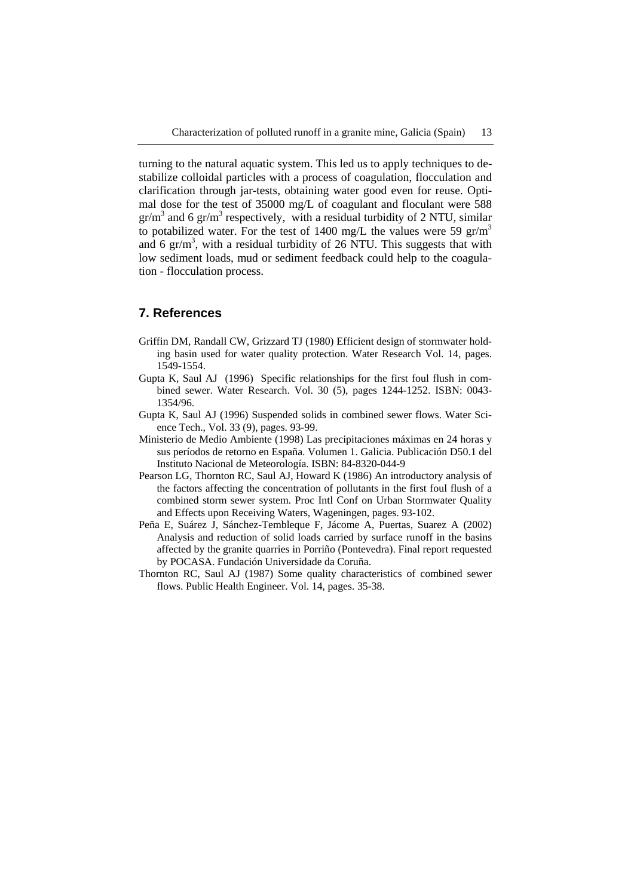turning to the natural aquatic system. This led us to apply techniques to destabilize colloidal particles with a process of coagulation, flocculation and clarification through jar-tests, obtaining water good even for reuse. Optimal dose for the test of 35000 mg/L of coagulant and floculant were 588 $gr/m^3$ and 6 $gr/m^3$ respectively, with a residual turbidity of 2 NTU, similar to potabilized water. For the test of 1400 mg/L the values were 59 $gr/m^3$ and 6 $gr/m^3$, with a residual turbidity of 26 NTU. This suggests that with low sediment loads, mud or sediment feedback could help to the coagulation - flocculation process.

## 7. References

Griffin DM, Randall CW, Grizzard TJ (1980) Efficient design of stormwater holding basin used for water quality protection. Water Research Vol. 14, pages. 1549-1554.

Gupta K, Saul AJ (1996) Specific relationships for the first foul flush in combined sewer. Water Research. Vol. 30 (5), pages 1244-1252. ISBN: 0043-1354/96.

Gupta K, Saul AJ (1996) Suspended solids in combined sewer flows. Water Science Tech., Vol. 33 (9), pages. 93-99.

Ministerio de Medio Ambiente (1998) Las precipitaciones máximas en 24 horas y sus períodos de retorno en España. Volumen 1. Galicia. Publicación D50.1 del Instituto Nacional de Meteorología. ISBN: 84-8320-044-9

Pearson LG, Thornton RC, Saul AJ, Howard K (1986) An introductory analysis of the factors affecting the concentration of pollutants in the first foul flush of a combined storm sewer system. Proc Intl Conf on Urban Stormwater Quality and Effects upon Receiving Waters, Wageningen, pages. 93-102.

Peña E, Suárez J, Sánchez-Tembleque F, Jácome A, Puertas, Suarez A (2002) Analysis and reduction of solid loads carried by surface runoff in the basins affected by the granite quarries in Porriño (Pontevedra). Final report requested by POCASA. Fundación Universidade da Coruña.

Thornton RC, Saul AJ (1987) Some quality characteristics of combined sewer flows. Public Health Engineer. Vol. 14, pages. 35-38.